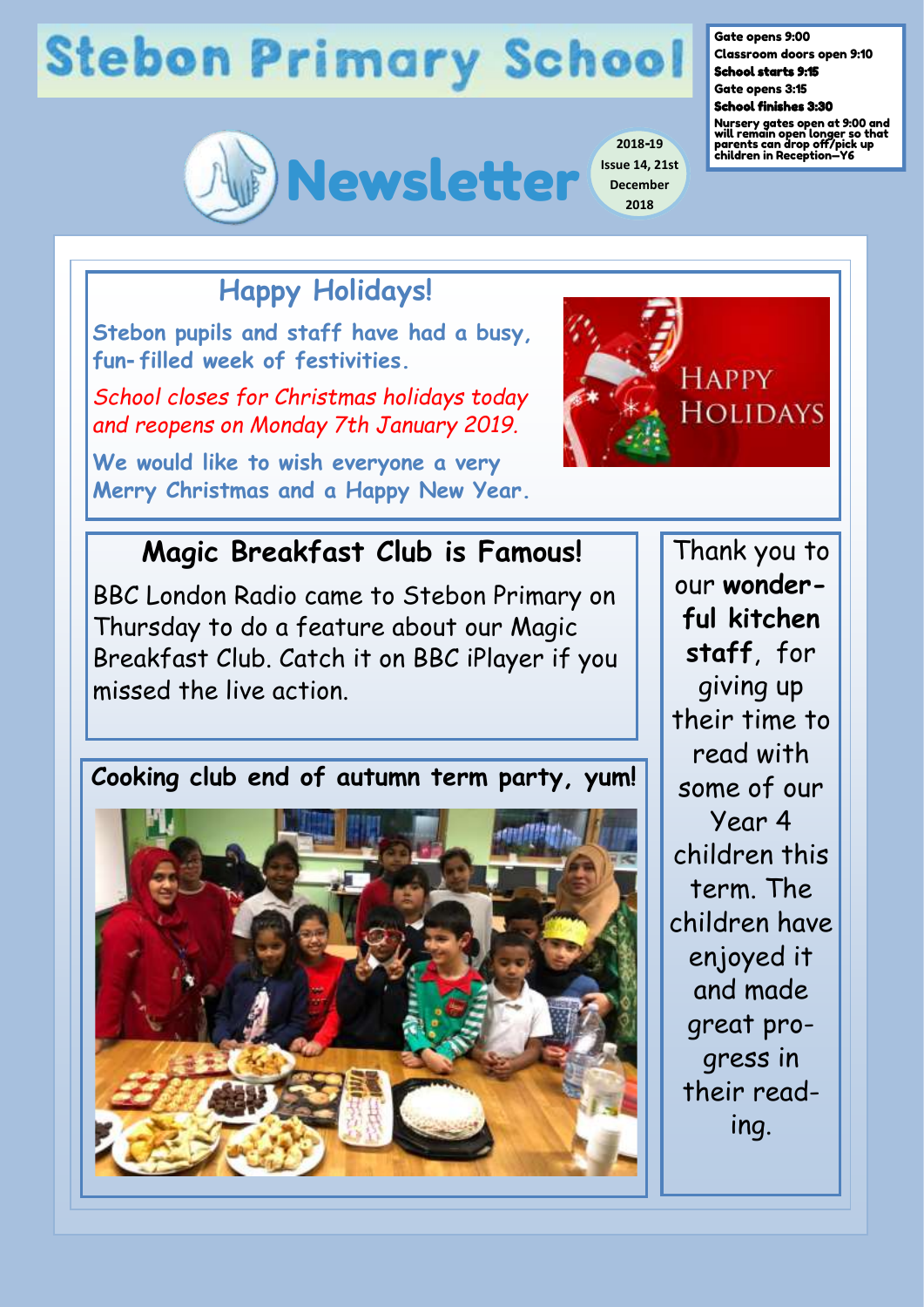# Stebon Primary School

**Gate opens 9:00**
**Classroom doors open 9:10**
**School starts 9:15**
**Gate opens 3:15**
**School finishes 3:30**
**Nursery gates open at 9:00 and will remain open longer so that parents can drop off/pick up children in Reception—Y6**

## Newsletter

2018-19 Issue 14, 21st December 2018

## Happy Holidays!

Stebon pupils and staff have had a busy, fun-filled week of festivities.

*School closes for Christmas holidays today and reopens on Monday 7th January 2019.*

We would like to wish everyone a very Merry Christmas and a Happy New Year.

## Magic Breakfast Club is Famous!

BBC London Radio came to Stebon Primary on Thursday to do a feature about our Magic Breakfast Club. Catch it on BBC iPlayer if you missed the live action.

**Cooking club end of autumn term party, yum!**

Thank you to our **wonderful kitchen staff**, for giving up their time to read with some of our Year 4 children this term. The children have enjoyed it and made great progress in their reading.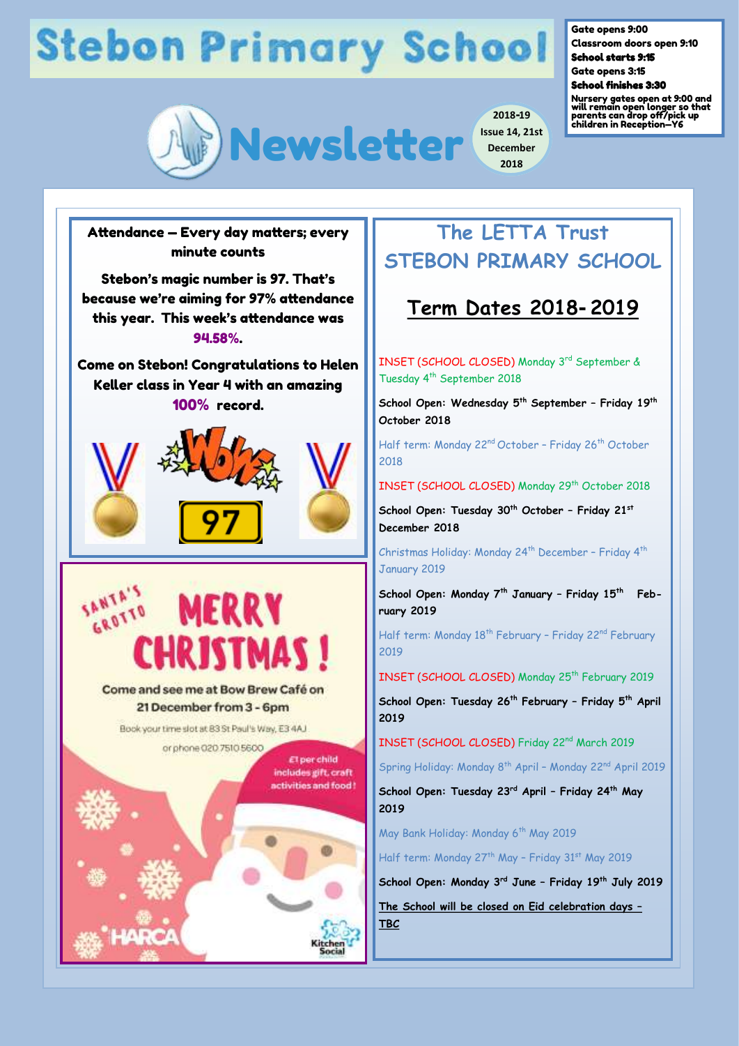# Stebon Primary School

**Gate opens 9:00**
**Classroom doors open 9:10**
**School starts 9:15**
**Gate opens 3:15**
**School finishes 3:30**
**Nursery gates open at 9:00 and will remain open longer so that parents can drop off/pick up children in Reception—Y6**

# Newsletter

2018-19 Issue 14, 21st December 2018

**Attendance – Every day matters; every minute counts**

**Stebon's magic number is 97. That's because we're aiming for 97% attendance this year. This week's attendance was 94.58%.**

**Come on Stebon! Congratulations to Helen Keller class in Year 4 with an amazing 100% record.**

Wow

97

SANTA'S GROTTO

MERRY CHRISTMAS!

Come and see me at Bow Brew Café on 21 December from 3 - 6pm

Book your time slot at 83 St Paul's Way, E3 4AJ or phone 020 7510 5600

£1 per child includes gift, craft activities and food!

HARCA

Kitchen Social

## The LETTA Trust
## STEBON PRIMARY SCHOOL

## Term Dates 2018-2019

INSET (SCHOOL CLOSED) Monday 3rd September & Tuesday 4th September 2018

**School Open: Wednesday 5th September – Friday 19th October 2018**

Half term: Monday 22nd October – Friday 26th October 2018

INSET (SCHOOL CLOSED) Monday 29th October 2018

**School Open: Tuesday 30th October – Friday 21st December 2018**

Christmas Holiday: Monday 24th December – Friday 4th January 2019

**School Open: Monday 7th January – Friday 15th February 2019**

Half term: Monday 18th February – Friday 22nd February 2019

INSET (SCHOOL CLOSED) Monday 25th February 2019

**School Open: Tuesday 26th February – Friday 5th April 2019**

INSET (SCHOOL CLOSED) Friday 22nd March 2019

Spring Holiday: Monday 8th April – Monday 22nd April 2019

**School Open: Tuesday 23rd April – Friday 24th May 2019**

May Bank Holiday: Monday 6th May 2019

Half term: Monday 27th May – Friday 31st May 2019

**School Open: Monday 3rd June – Friday 19th July 2019**

**The School will be closed on Eid celebration days – TBC**